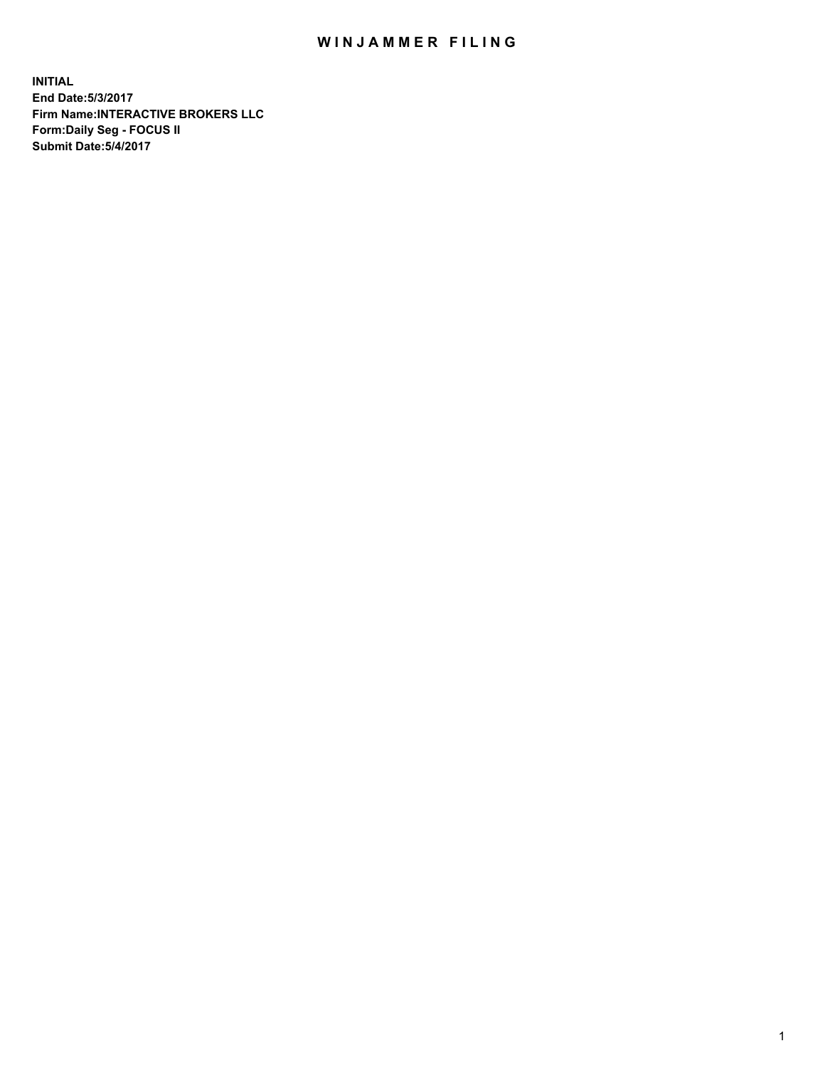# WINJAMMER FILING

**INITIAL**
**End Date:5/3/2017**
**Firm Name:INTERACTIVE BROKERS LLC**
**Form:Daily Seg - FOCUS II**
**Submit Date:5/4/2017**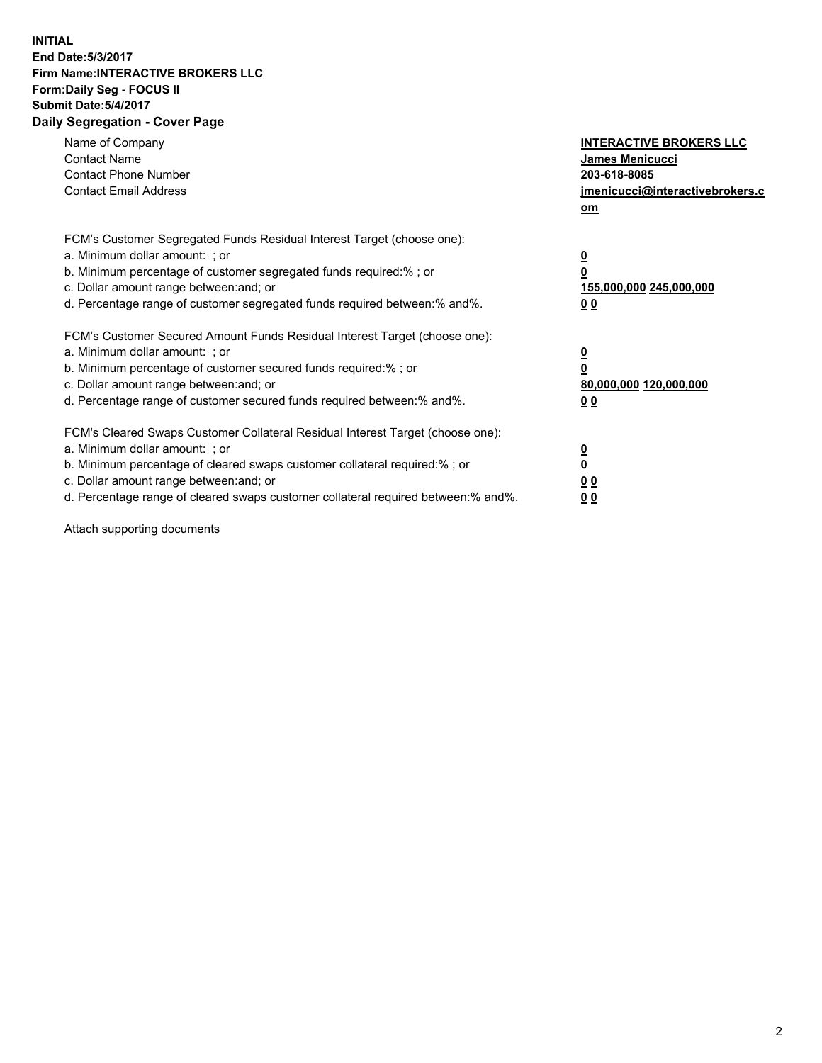**INITIAL**
**End Date:5/3/2017**
**Firm Name:INTERACTIVE BROKERS LLC**
**Form:Daily Seg - FOCUS II**
**Submit Date:5/4/2017**
**Daily Segregation - Cover Page**

| | |
|---|---|
| Name of Company | **INTERACTIVE BROKERS LLC** |
| Contact Name | **James Menicucci** |
| Contact Phone Number | **203-618-8085** |
| Contact Email Address | **jmenicucci@interactivebrokers.com** |

| FCM's Customer Segregated Funds Residual Interest Target (choose one): | |
|---|---|
| a. Minimum dollar amount: ; or | **0** |
| b. Minimum percentage of customer segregated funds required:% ; or | **0** |
| c. Dollar amount range between:and; or | **155,000,000 245,000,000** |
| d. Percentage range of customer segregated funds required between:% and%. | **0 0** |

| FCM's Customer Secured Amount Funds Residual Interest Target (choose one): | |
|---|---|
| a. Minimum dollar amount: ; or | **0** |
| b. Minimum percentage of customer secured funds required:% ; or | **0** |
| c. Dollar amount range between:and; or | **80,000,000 120,000,000** |
| d. Percentage range of customer secured funds required between:% and%. | **0 0** |

| FCM's Cleared Swaps Customer Collateral Residual Interest Target (choose one): | |
|---|---|
| a. Minimum dollar amount: ; or | **0** |
| b. Minimum percentage of cleared swaps customer collateral required:% ; or | **0** |
| c. Dollar amount range between:and; or | **0 0** |
| d. Percentage range of cleared swaps customer collateral required between:% and%. | **0 0** |

Attach supporting documents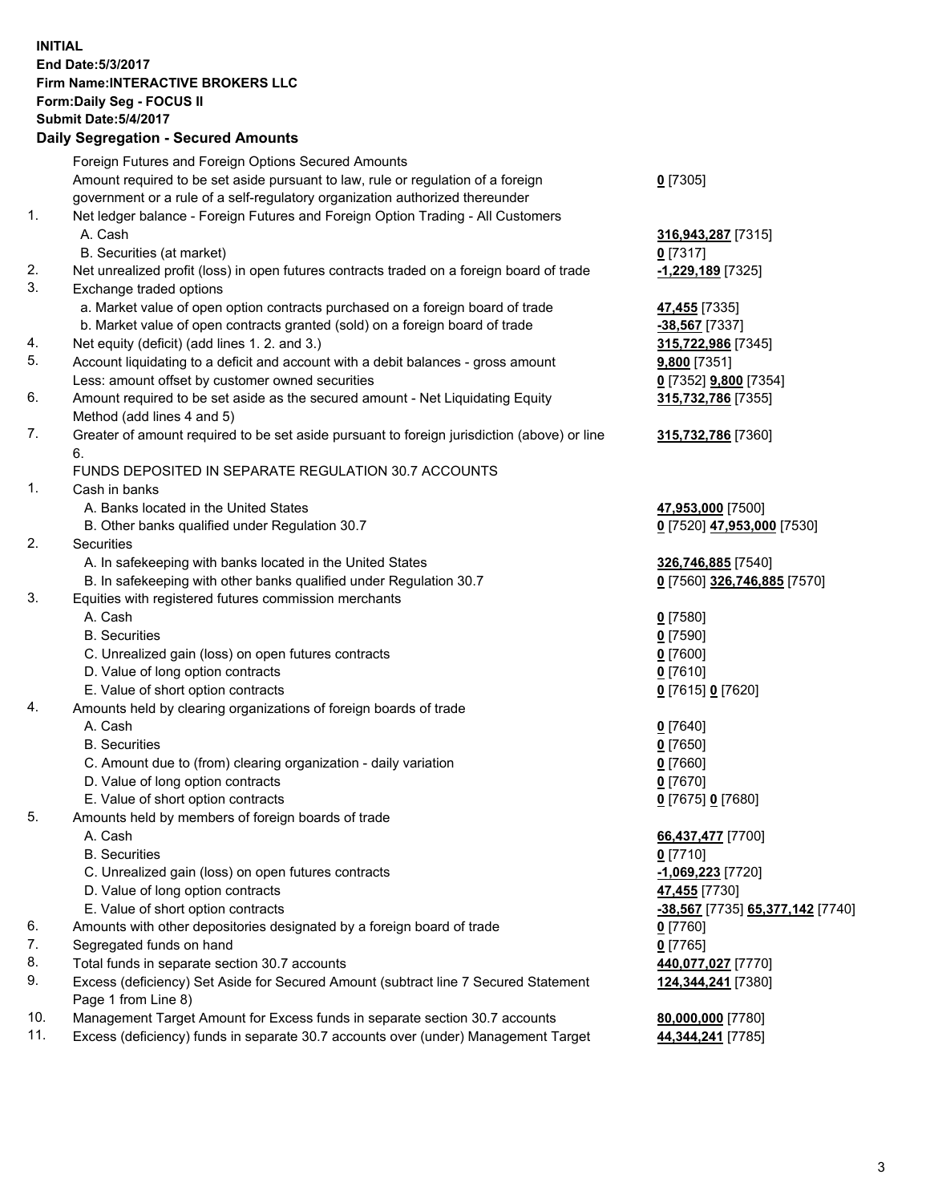**INITIAL**
**End Date:5/3/2017**
**Firm Name:INTERACTIVE BROKERS LLC**
**Form:Daily Seg - FOCUS II**
**Submit Date:5/4/2017**

## Daily Segregation - Secured Amounts

| | | |
|---|---|---|
| | Foreign Futures and Foreign Options Secured Amounts | |
| | Amount required to be set aside pursuant to law, rule or regulation of a foreign government or a rule of a self-regulatory organization authorized thereunder | 0 [7305] |
| 1. | Net ledger balance - Foreign Futures and Foreign Option Trading - All Customers | |
| | A. Cash | 316,943,287 [7315] |
| | B. Securities (at market) | 0 [7317] |
| 2. | Net unrealized profit (loss) in open futures contracts traded on a foreign board of trade | -1,229,189 [7325] |
| 3. | Exchange traded options | |
| | a. Market value of open option contracts purchased on a foreign board of trade | 47,455 [7335] |
| | b. Market value of open contracts granted (sold) on a foreign board of trade | -38,567 [7337] |
| 4. | Net equity (deficit) (add lines 1. 2. and 3.) | 315,722,986 [7345] |
| 5. | Account liquidating to a deficit and account with a debit balances - gross amount | 9,800 [7351] |
| | Less: amount offset by customer owned securities | 0 [7352] 9,800 [7354] |
| 6. | Amount required to be set aside as the secured amount - Net Liquidating Equity Method (add lines 4 and 5) | 315,732,786 [7355] |
| 7. | Greater of amount required to be set aside pursuant to foreign jurisdiction (above) or line 6. | 315,732,786 [7360] |
| | FUNDS DEPOSITED IN SEPARATE REGULATION 30.7 ACCOUNTS | |
| 1. | Cash in banks | |
| | A. Banks located in the United States | 47,953,000 [7500] |
| | B. Other banks qualified under Regulation 30.7 | 0 [7520] 47,953,000 [7530] |
| 2. | Securities | |
| | A. In safekeeping with banks located in the United States | 326,746,885 [7540] |
| | B. In safekeeping with other banks qualified under Regulation 30.7 | 0 [7560] 326,746,885 [7570] |
| 3. | Equities with registered futures commission merchants | |
| | A. Cash | 0 [7580] |
| | B. Securities | 0 [7590] |
| | C. Unrealized gain (loss) on open futures contracts | 0 [7600] |
| | D. Value of long option contracts | 0 [7610] |
| | E. Value of short option contracts | 0 [7615] 0 [7620] |
| 4. | Amounts held by clearing organizations of foreign boards of trade | |
| | A. Cash | 0 [7640] |
| | B. Securities | 0 [7650] |
| | C. Amount due to (from) clearing organization - daily variation | 0 [7660] |
| | D. Value of long option contracts | 0 [7670] |
| | E. Value of short option contracts | 0 [7675] 0 [7680] |
| 5. | Amounts held by members of foreign boards of trade | |
| | A. Cash | 66,437,477 [7700] |
| | B. Securities | 0 [7710] |
| | C. Unrealized gain (loss) on open futures contracts | -1,069,223 [7720] |
| | D. Value of long option contracts | 47,455 [7730] |
| | E. Value of short option contracts | -38,567 [7735] 65,377,142 [7740] |
| 6. | Amounts with other depositories designated by a foreign board of trade | 0 [7760] |
| 7. | Segregated funds on hand | 0 [7765] |
| 8. | Total funds in separate section 30.7 accounts | 440,077,027 [7770] |
| 9. | Excess (deficiency) Set Aside for Secured Amount (subtract line 7 Secured Statement Page 1 from Line 8) | 124,344,241 [7380] |
| 10. | Management Target Amount for Excess funds in separate section 30.7 accounts | 80,000,000 [7780] |
| 11. | Excess (deficiency) funds in separate 30.7 accounts over (under) Management Target | 44,344,241 [7785] |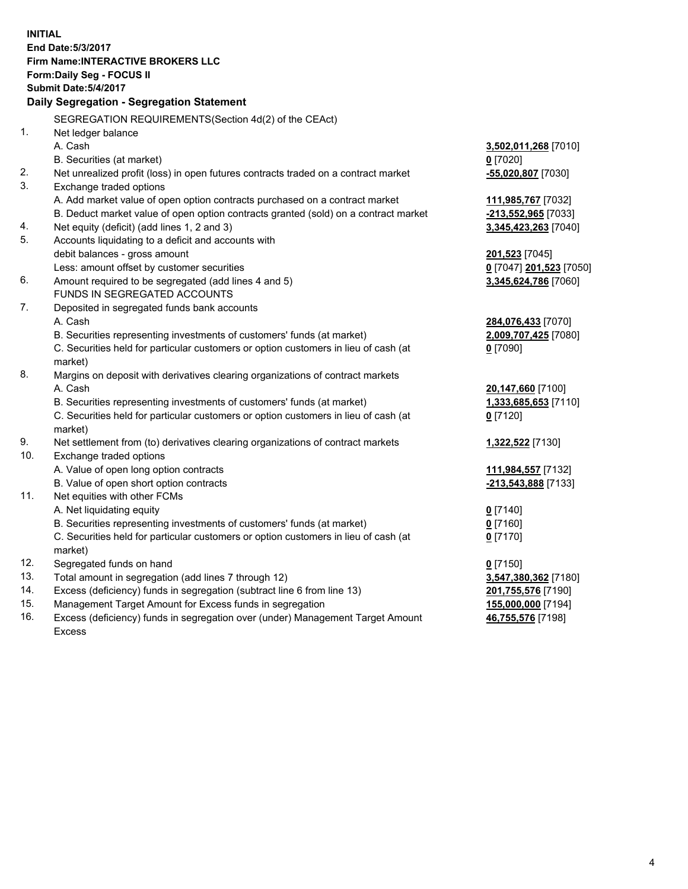**INITIAL**
**End Date:5/3/2017**
**Firm Name:INTERACTIVE BROKERS LLC**
**Form:Daily Seg - FOCUS II**
**Submit Date:5/4/2017**

## Daily Segregation - Segregation Statement

SEGREGATION REQUIREMENTS(Section 4d(2) of the CEAct)

| | | |
|---|---|---|
| 1. | Net ledger balance | |
| | A. Cash | **3,502,011,268** [7010] |
| | B. Securities (at market) | **0** [7020] |
| 2. | Net unrealized profit (loss) in open futures contracts traded on a contract market | **-55,020,807** [7030] |
| 3. | Exchange traded options | |
| | A. Add market value of open option contracts purchased on a contract market | **111,985,767** [7032] |
| | B. Deduct market value of open option contracts granted (sold) on a contract market | **-213,552,965** [7033] |
| 4. | Net equity (deficit) (add lines 1, 2 and 3) | **3,345,423,263** [7040] |
| 5. | Accounts liquidating to a deficit and accounts with | |
| | debit balances - gross amount | **201,523** [7045] |
| | Less: amount offset by customer securities | **0** [7047] **201,523** [7050] |
| 6. | Amount required to be segregated (add lines 4 and 5) | **3,345,624,786** [7060] |
| | FUNDS IN SEGREGATED ACCOUNTS | |
| 7. | Deposited in segregated funds bank accounts | |
| | A. Cash | **284,076,433** [7070] |
| | B. Securities representing investments of customers' funds (at market) | **2,009,707,425** [7080] |
| | C. Securities held for particular customers or option customers in lieu of cash (at market) | **0** [7090] |
| 8. | Margins on deposit with derivatives clearing organizations of contract markets | |
| | A. Cash | **20,147,660** [7100] |
| | B. Securities representing investments of customers' funds (at market) | **1,333,685,653** [7110] |
| | C. Securities held for particular customers or option customers in lieu of cash (at market) | **0** [7120] |
| 9. | Net settlement from (to) derivatives clearing organizations of contract markets | **1,322,522** [7130] |
| 10. | Exchange traded options | |
| | A. Value of open long option contracts | **111,984,557** [7132] |
| | B. Value of open short option contracts | **-213,543,888** [7133] |
| 11. | Net equities with other FCMs | |
| | A. Net liquidating equity | **0** [7140] |
| | B. Securities representing investments of customers' funds (at market) | **0** [7160] |
| | C. Securities held for particular customers or option customers in lieu of cash (at market) | **0** [7170] |
| 12. | Segregated funds on hand | **0** [7150] |
| 13. | Total amount in segregation (add lines 7 through 12) | **3,547,380,362** [7180] |
| 14. | Excess (deficiency) funds in segregation (subtract line 6 from line 13) | **201,755,576** [7190] |
| 15. | Management Target Amount for Excess funds in segregation | **155,000,000** [7194] |
| 16. | Excess (deficiency) funds in segregation over (under) Management Target Amount Excess | **46,755,576** [7198] |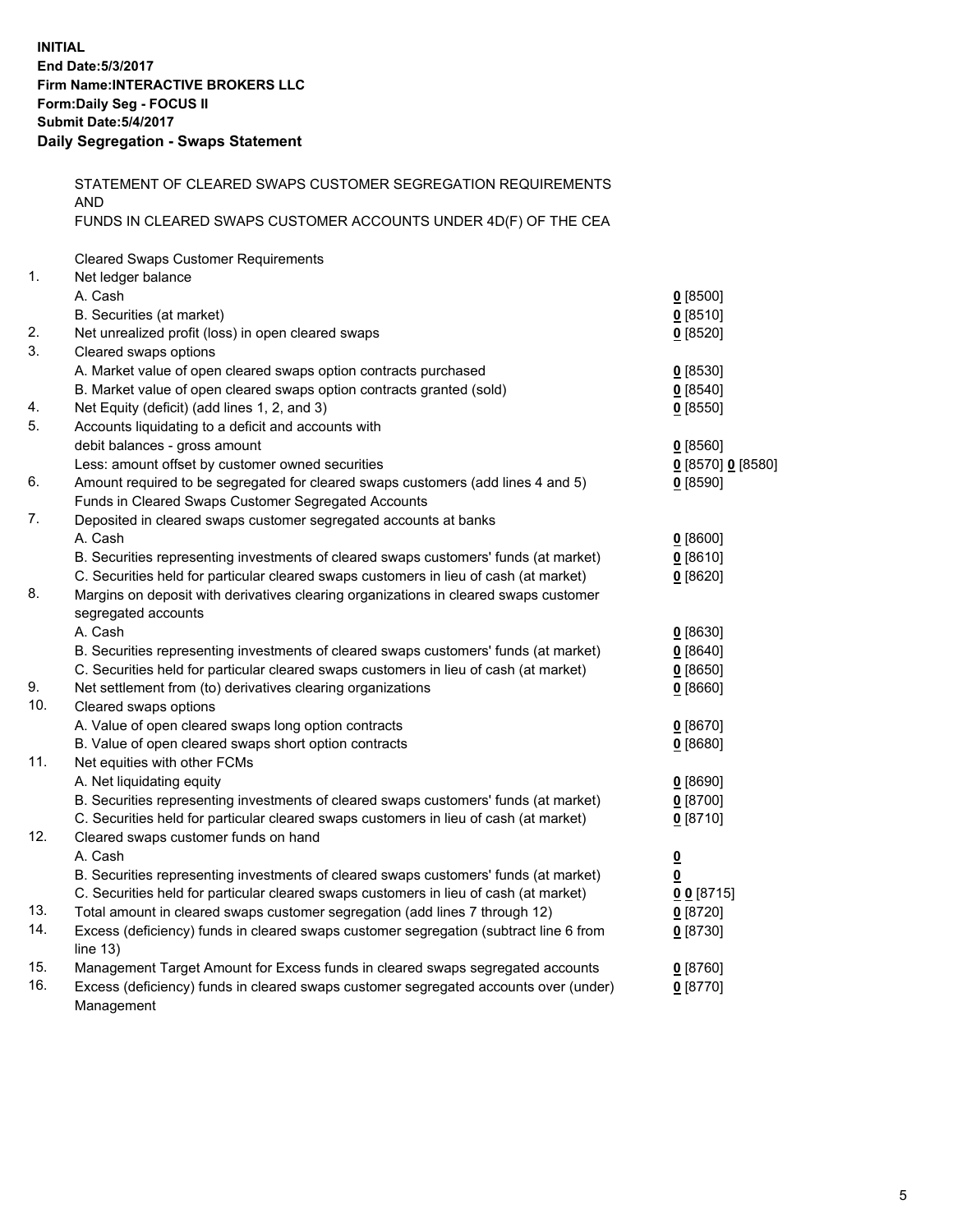**INITIAL**
**End Date:5/3/2017**
**Firm Name:INTERACTIVE BROKERS LLC**
**Form:Daily Seg - FOCUS II**
**Submit Date:5/4/2017**
**Daily Segregation - Swaps Statement**

STATEMENT OF CLEARED SWAPS CUSTOMER SEGREGATION REQUIREMENTS AND FUNDS IN CLEARED SWAPS CUSTOMER ACCOUNTS UNDER 4D(F) OF THE CEA

| | | |
|---|---|---|
| | Cleared Swaps Customer Requirements | |
| 1. | Net ledger balance | |
| | A. Cash | 0 [8500] |
| | B. Securities (at market) | 0 [8510] |
| 2. | Net unrealized profit (loss) in open cleared swaps | 0 [8520] |
| 3. | Cleared swaps options | |
| | A. Market value of open cleared swaps option contracts purchased | 0 [8530] |
| | B. Market value of open cleared swaps option contracts granted (sold) | 0 [8540] |
| 4. | Net Equity (deficit) (add lines 1, 2, and 3) | 0 [8550] |
| 5. | Accounts liquidating to a deficit and accounts with debit balances - gross amount | 0 [8560] |
| | Less: amount offset by customer owned securities | 0 [8570] 0 [8580] |
| 6. | Amount required to be segregated for cleared swaps customers (add lines 4 and 5) | 0 [8590] |
| | Funds in Cleared Swaps Customer Segregated Accounts | |
| 7. | Deposited in cleared swaps customer segregated accounts at banks | |
| | A. Cash | 0 [8600] |
| | B. Securities representing investments of cleared swaps customers' funds (at market) | 0 [8610] |
| | C. Securities held for particular cleared swaps customers in lieu of cash (at market) | 0 [8620] |
| 8. | Margins on deposit with derivatives clearing organizations in cleared swaps customer segregated accounts | |
| | A. Cash | 0 [8630] |
| | B. Securities representing investments of cleared swaps customers' funds (at market) | 0 [8640] |
| | C. Securities held for particular cleared swaps customers in lieu of cash (at market) | 0 [8650] |
| 9. | Net settlement from (to) derivatives clearing organizations | 0 [8660] |
| 10. | Cleared swaps options | |
| | A. Value of open cleared swaps long option contracts | 0 [8670] |
| | B. Value of open cleared swaps short option contracts | 0 [8680] |
| 11. | Net equities with other FCMs | |
| | A. Net liquidating equity | 0 [8690] |
| | B. Securities representing investments of cleared swaps customers' funds (at market) | 0 [8700] |
| | C. Securities held for particular cleared swaps customers in lieu of cash (at market) | 0 [8710] |
| 12. | Cleared swaps customer funds on hand | |
| | A. Cash | 0 |
| | B. Securities representing investments of cleared swaps customers' funds (at market) | 0 |
| | C. Securities held for particular cleared swaps customers in lieu of cash (at market) | 0 0 [8715] |
| 13. | Total amount in cleared swaps customer segregation (add lines 7 through 12) | 0 [8720] |
| 14. | Excess (deficiency) funds in cleared swaps customer segregation (subtract line 6 from line 13) | 0 [8730] |
| 15. | Management Target Amount for Excess funds in cleared swaps segregated accounts | 0 [8760] |
| 16. | Excess (deficiency) funds in cleared swaps customer segregated accounts over (under) Management | 0 [8770] |